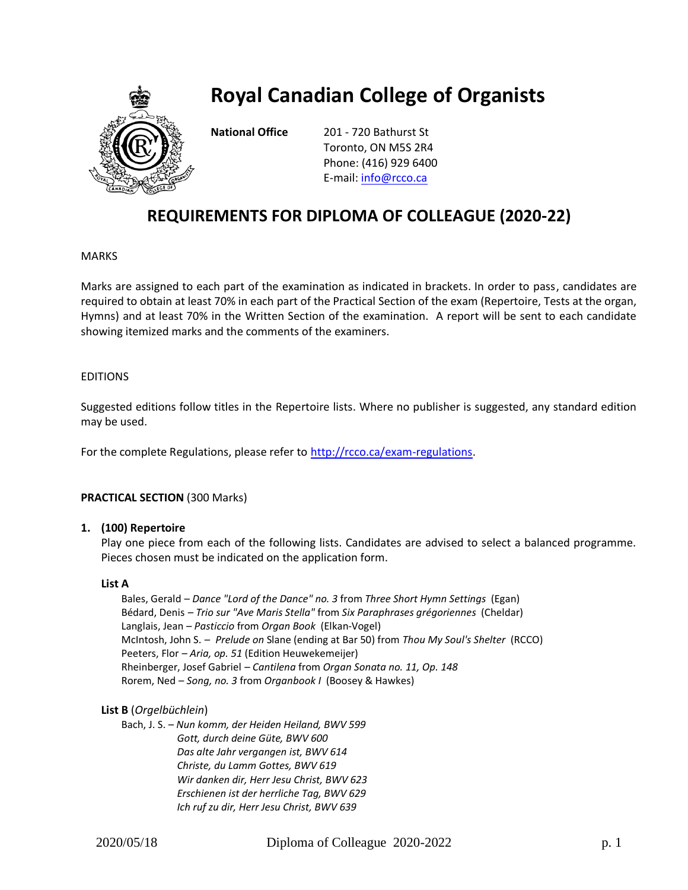# Royal Canadian College of Organists

**National Office** 201 - 720 Bathurst St
Toronto, ON M5S 2R4
Phone: (416) 929 6400
E-mail: info@rcco.ca

## REQUIREMENTS FOR DIPLOMA OF COLLEAGUE (2020-22)

MARKS

Marks are assigned to each part of the examination as indicated in brackets. In order to pass, candidates are required to obtain at least 70% in each part of the Practical Section of the exam (Repertoire, Tests at the organ, Hymns) and at least 70% in the Written Section of the examination. A report will be sent to each candidate showing itemized marks and the comments of the examiners.

EDITIONS

Suggested editions follow titles in the Repertoire lists. Where no publisher is suggested, any standard edition may be used.

For the complete Regulations, please refer to http://rcco.ca/exam-regulations.

**PRACTICAL SECTION** (300 Marks)

**1. (100) Repertoire**

Play one piece from each of the following lists. Candidates are advised to select a balanced programme. Pieces chosen must be indicated on the application form.

**List A**

- Bales, Gerald – *Dance "Lord of the Dance" no. 3* from *Three Short Hymn Settings* (Egan)
- Bédard, Denis – *Trio sur "Ave Maris Stella"* from *Six Paraphrases grégoriennes* (Cheldar)
- Langlais, Jean – *Pasticcio* from *Organ Book* (Elkan-Vogel)
- McIntosh, John S. – *Prelude on* Slane (ending at Bar 50) from *Thou My Soul's Shelter* (RCCO)
- Peeters, Flor – *Aria, op. 51* (Edition Heuwekemeijer)
- Rheinberger, Josef Gabriel – *Cantilena* from *Organ Sonata no. 11, Op. 148*
- Rorem, Ned – *Song, no. 3* from *Organbook I* (Boosey & Hawkes)

**List B** (*Orgelbüchlein*)

Bach, J. S. –
- *Nun komm, der Heiden Heiland, BWV 599*
- *Gott, durch deine Güte, BWV 600*
- *Das alte Jahr vergangen ist, BWV 614*
- *Christe, du Lamm Gottes, BWV 619*
- *Wir danken dir, Herr Jesu Christ, BWV 623*
- *Erschienen ist der herrliche Tag, BWV 629*
- *Ich ruf zu dir, Herr Jesu Christ, BWV 639*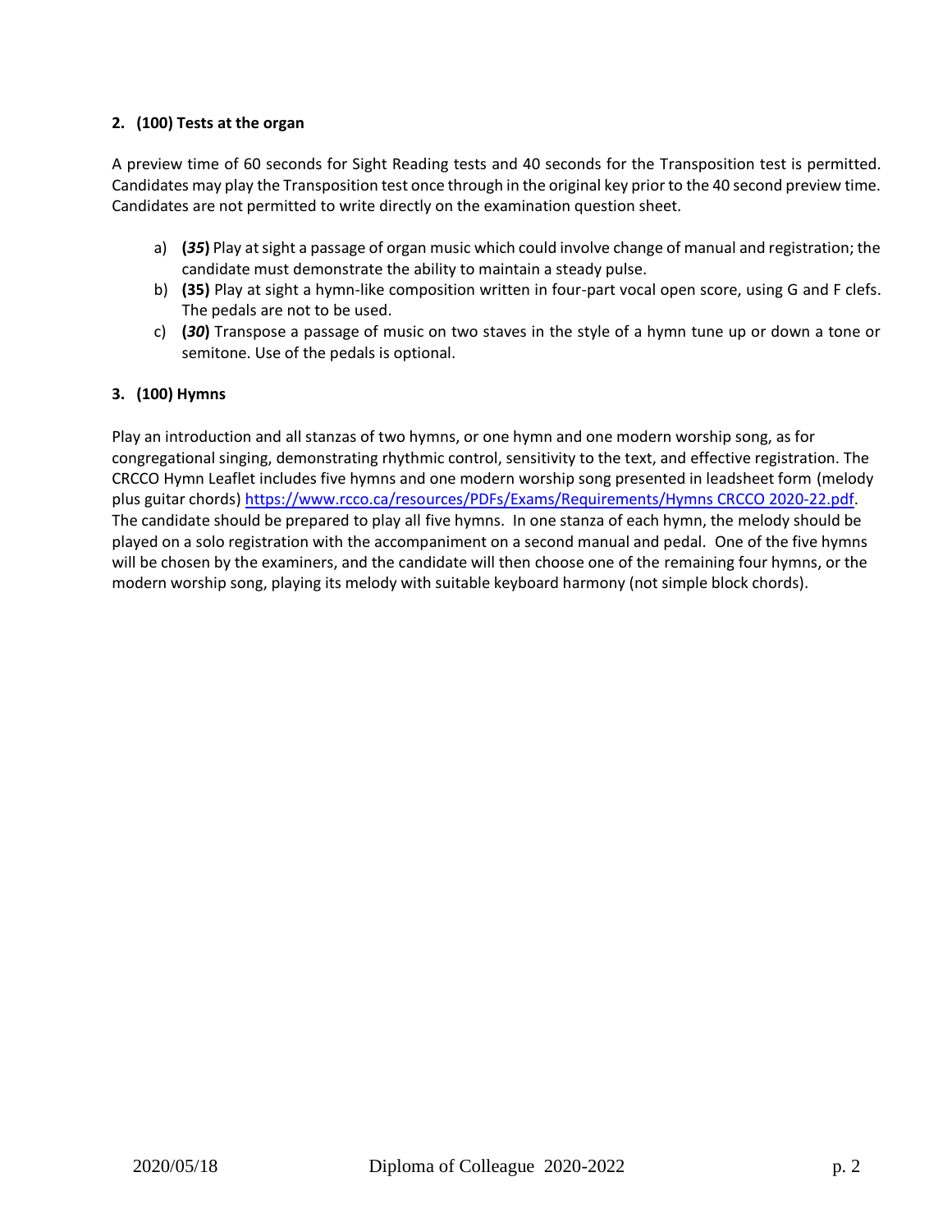**2. (100) Tests at the organ**

A preview time of 60 seconds for Sight Reading tests and 40 seconds for the Transposition test is permitted. Candidates may play the Transposition test once through in the original key prior to the 40 second preview time. Candidates are not permitted to write directly on the examination question sheet.

a) **(*35*)** Play at sight a passage of organ music which could involve change of manual and registration; the candidate must demonstrate the ability to maintain a steady pulse.
b) **(35)** Play at sight a hymn-like composition written in four-part vocal open score, using G and F clefs. The pedals are not to be used.
c) **(*30*)** Transpose a passage of music on two staves in the style of a hymn tune up or down a tone or semitone. Use of the pedals is optional.

**3. (100) Hymns**

Play an introduction and all stanzas of two hymns, or one hymn and one modern worship song, as for congregational singing, demonstrating rhythmic control, sensitivity to the text, and effective registration. The CRCCO Hymn Leaflet includes five hymns and one modern worship song presented in leadsheet form (melody plus guitar chords) [https://www.rcco.ca/resources/PDFs/Exams/Requirements/Hymns CRCCO 2020-22.pdf](https://www.rcco.ca/resources/PDFs/Exams/Requirements/Hymns%20CRCCO%202020-22.pdf). The candidate should be prepared to play all five hymns. In one stanza of each hymn, the melody should be played on a solo registration with the accompaniment on a second manual and pedal. One of the five hymns will be chosen by the examiners, and the candidate will then choose one of the remaining four hymns, or the modern worship song, playing its melody with suitable keyboard harmony (not simple block chords).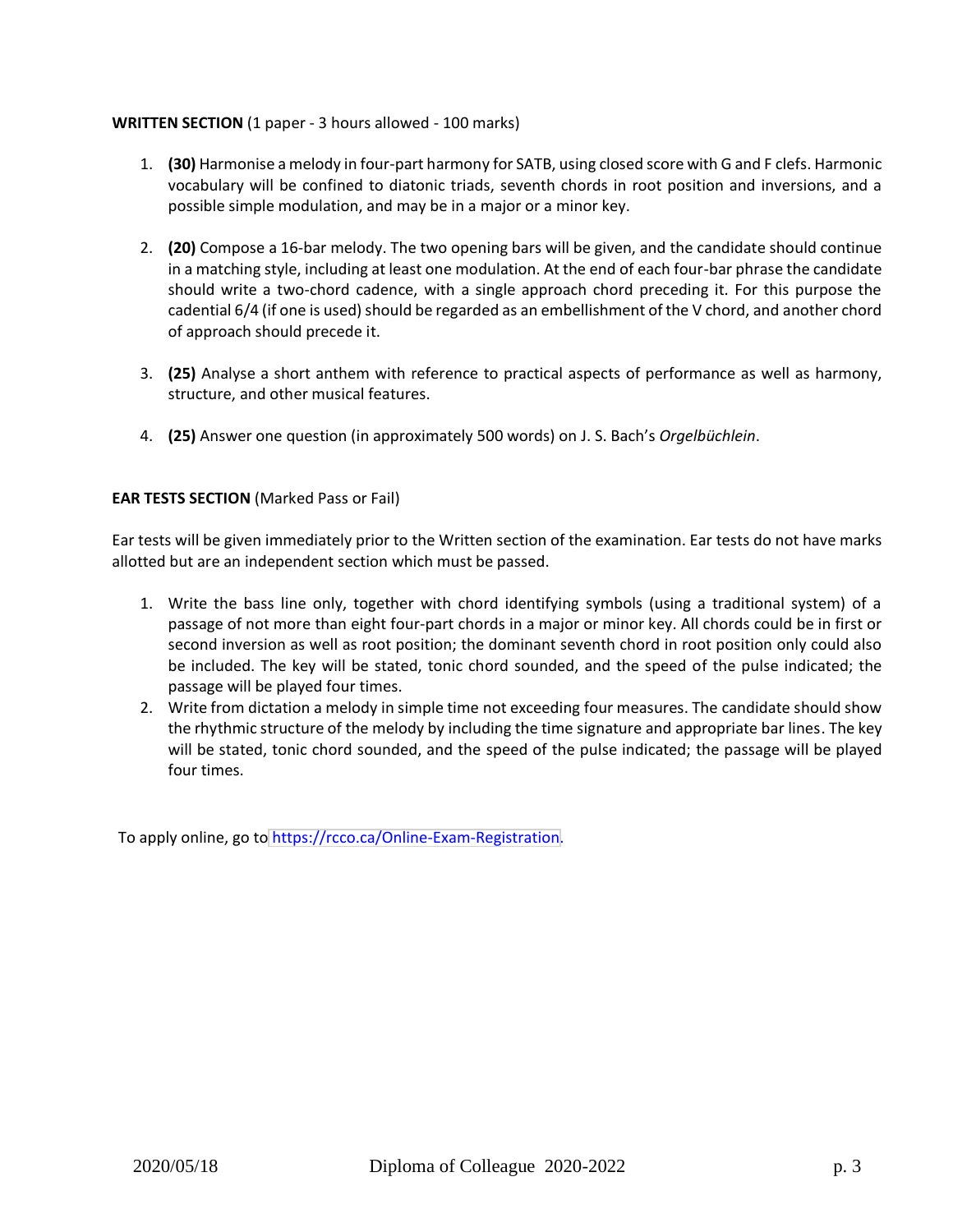**WRITTEN SECTION** (1 paper - 3 hours allowed - 100 marks)

1. **(30)** Harmonise a melody in four-part harmony for SATB, using closed score with G and F clefs. Harmonic vocabulary will be confined to diatonic triads, seventh chords in root position and inversions, and a possible simple modulation, and may be in a major or a minor key.

2. **(20)** Compose a 16-bar melody. The two opening bars will be given, and the candidate should continue in a matching style, including at least one modulation. At the end of each four-bar phrase the candidate should write a two-chord cadence, with a single approach chord preceding it. For this purpose the cadential 6/4 (if one is used) should be regarded as an embellishment of the V chord, and another chord of approach should precede it.

3. **(25)** Analyse a short anthem with reference to practical aspects of performance as well as harmony, structure, and other musical features.

4. **(25)** Answer one question (in approximately 500 words) on J. S. Bach's *Orgelbüchlein*.

**EAR TESTS SECTION** (Marked Pass or Fail)

Ear tests will be given immediately prior to the Written section of the examination. Ear tests do not have marks allotted but are an independent section which must be passed.

1. Write the bass line only, together with chord identifying symbols (using a traditional system) of a passage of not more than eight four-part chords in a major or minor key. All chords could be in first or second inversion as well as root position; the dominant seventh chord in root position only could also be included. The key will be stated, tonic chord sounded, and the speed of the pulse indicated; the passage will be played four times.
2. Write from dictation a melody in simple time not exceeding four measures. The candidate should show the rhythmic structure of the melody by including the time signature and appropriate bar lines. The key will be stated, tonic chord sounded, and the speed of the pulse indicated; the passage will be played four times.

To apply online, go to https://rcco.ca/Online-Exam-Registration.